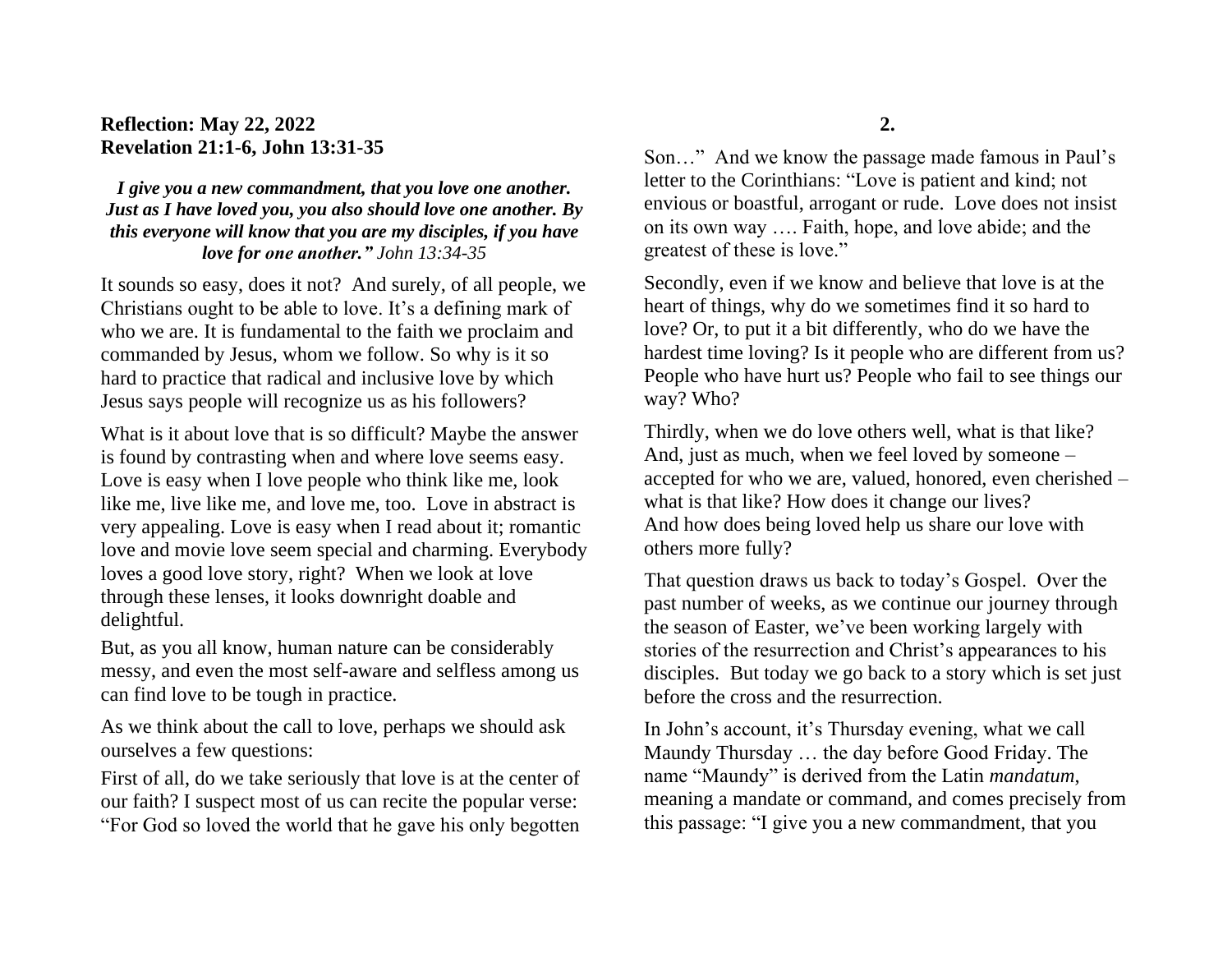**Reflection: May 22, 2022**
**Revelation 21:1-6, John 13:31-35**

***I give you a new commandment, that you love one another. Just as I have loved you, you also should love one another. By this everyone will know that you are my disciples, if you have love for one another." John 13:34-35***

It sounds so easy, does it not? And surely, of all people, we Christians ought to be able to love. It's a defining mark of who we are. It is fundamental to the faith we proclaim and commanded by Jesus, whom we follow. So why is it so hard to practice that radical and inclusive love by which Jesus says people will recognize us as his followers?

What is it about love that is so difficult? Maybe the answer is found by contrasting when and where love seems easy. Love is easy when I love people who think like me, look like me, live like me, and love me, too. Love in abstract is very appealing. Love is easy when I read about it; romantic love and movie love seem special and charming. Everybody loves a good love story, right? When we look at love through these lenses, it looks downright doable and delightful.

But, as you all know, human nature can be considerably messy, and even the most self-aware and selfless among us can find love to be tough in practice.

As we think about the call to love, perhaps we should ask ourselves a few questions:

First of all, do we take seriously that love is at the center of our faith? I suspect most of us can recite the popular verse: "For God so loved the world that he gave his only begotten Son…" And we know the passage made famous in Paul's letter to the Corinthians: "Love is patient and kind; not envious or boastful, arrogant or rude. Love does not insist on its own way …. Faith, hope, and love abide; and the greatest of these is love."

Secondly, even if we know and believe that love is at the heart of things, why do we sometimes find it so hard to love? Or, to put it a bit differently, who do we have the hardest time loving? Is it people who are different from us? People who have hurt us? People who fail to see things our way? Who?

Thirdly, when we do love others well, what is that like? And, just as much, when we feel loved by someone – accepted for who we are, valued, honored, even cherished – what is that like? How does it change our lives? And how does being loved help us share our love with others more fully?

That question draws us back to today's Gospel. Over the past number of weeks, as we continue our journey through the season of Easter, we've been working largely with stories of the resurrection and Christ's appearances to his disciples. But today we go back to a story which is set just before the cross and the resurrection.

In John's account, it's Thursday evening, what we call Maundy Thursday … the day before Good Friday. The name "Maundy" is derived from the Latin *mandatum,* meaning a mandate or command, and comes precisely from this passage: "I give you a new commandment, that you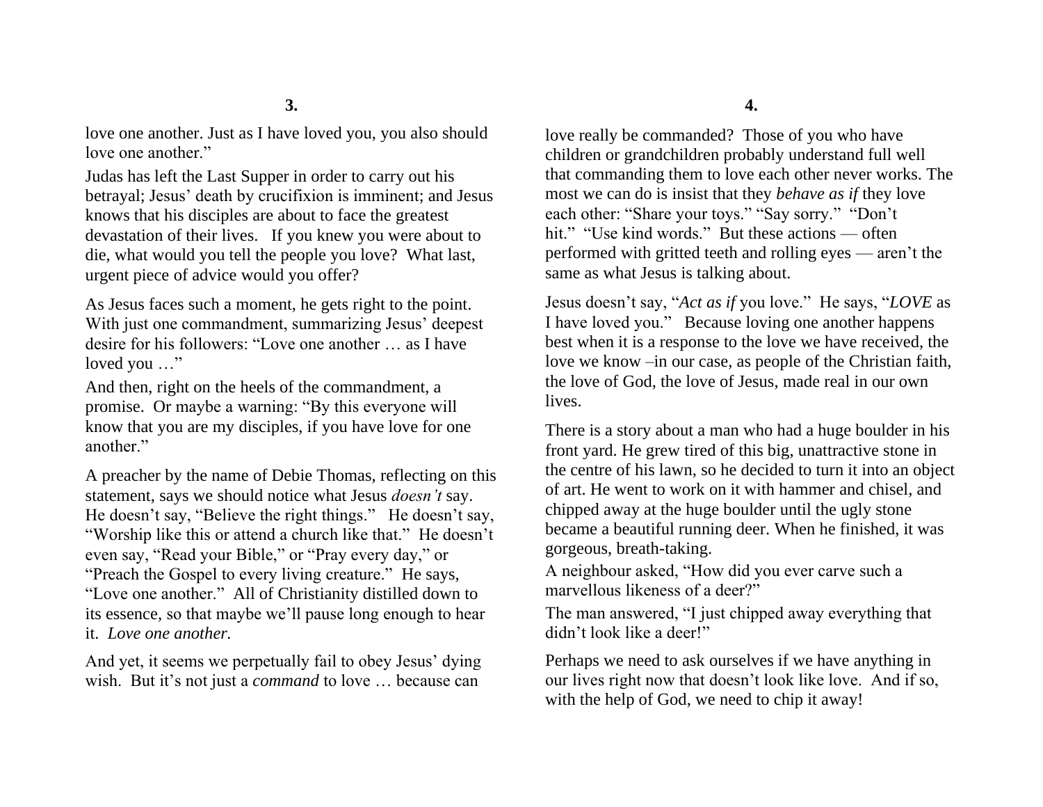love one another. Just as I have loved you, you also should love one another."

Judas has left the Last Supper in order to carry out his betrayal; Jesus' death by crucifixion is imminent; and Jesus knows that his disciples are about to face the greatest devastation of their lives. If you knew you were about to die, what would you tell the people you love? What last, urgent piece of advice would you offer?

As Jesus faces such a moment, he gets right to the point. With just one commandment, summarizing Jesus' deepest desire for his followers: "Love one another … as I have loved you …"

And then, right on the heels of the commandment, a promise. Or maybe a warning: "By this everyone will know that you are my disciples, if you have love for one another."

A preacher by the name of Debie Thomas, reflecting on this statement, says we should notice what Jesus *doesn't* say. He doesn't say, "Believe the right things." He doesn't say, "Worship like this or attend a church like that." He doesn't even say, "Read your Bible," or "Pray every day," or "Preach the Gospel to every living creature." He says, "Love one another." All of Christianity distilled down to its essence, so that maybe we'll pause long enough to hear it. *Love one another.*

And yet, it seems we perpetually fail to obey Jesus' dying wish. But it's not just a *command* to love … because can love really be commanded? Those of you who have children or grandchildren probably understand full well that commanding them to love each other never works. The most we can do is insist that they *behave as if* they love each other: "Share your toys." "Say sorry." "Don't hit." "Use kind words." But these actions — often performed with gritted teeth and rolling eyes — aren't the same as what Jesus is talking about.

Jesus doesn't say, "*Act as if* you love." He says, "*LOVE* as I have loved you." Because loving one another happens best when it is a response to the love we have received, the love we know –in our case, as people of the Christian faith, the love of God, the love of Jesus, made real in our own lives.

There is a story about a man who had a huge boulder in his front yard. He grew tired of this big, unattractive stone in the centre of his lawn, so he decided to turn it into an object of art. He went to work on it with hammer and chisel, and chipped away at the huge boulder until the ugly stone became a beautiful running deer. When he finished, it was gorgeous, breath-taking.

A neighbour asked, "How did you ever carve such a marvellous likeness of a deer?"

The man answered, "I just chipped away everything that didn't look like a deer!"

Perhaps we need to ask ourselves if we have anything in our lives right now that doesn't look like love. And if so, with the help of God, we need to chip it away!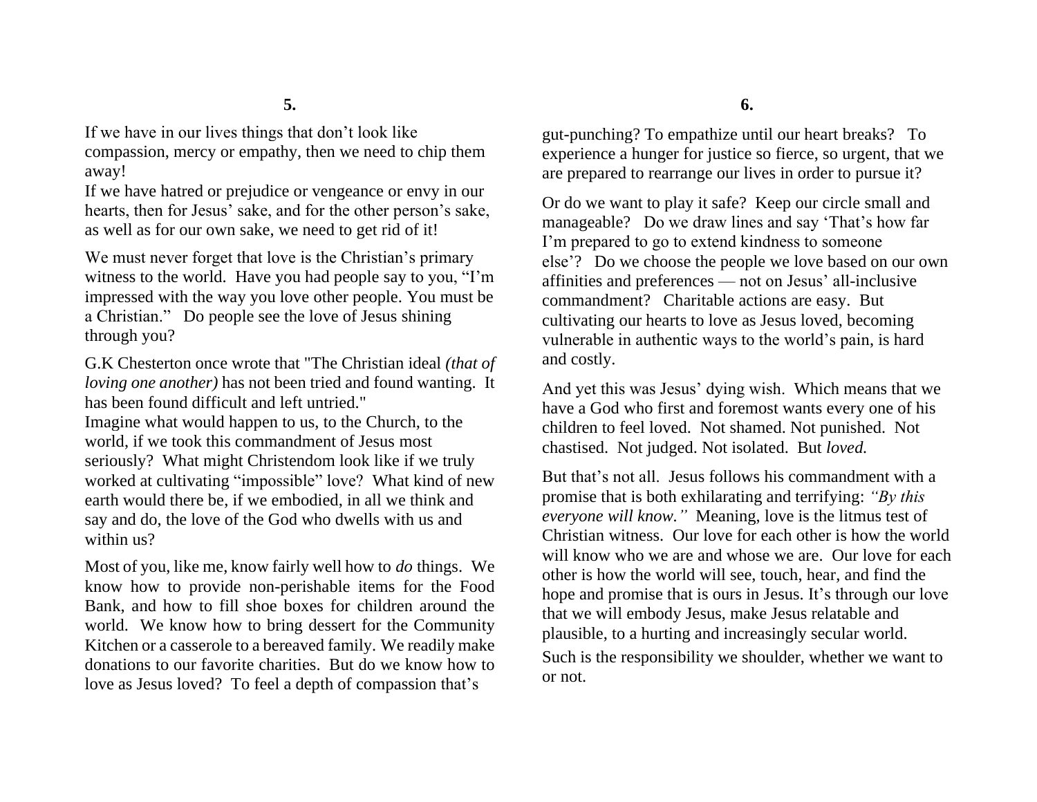If we have in our lives things that don't look like compassion, mercy or empathy, then we need to chip them away!
If we have hatred or prejudice or vengeance or envy in our hearts, then for Jesus' sake, and for the other person's sake, as well as for our own sake, we need to get rid of it!

We must never forget that love is the Christian's primary witness to the world. Have you had people say to you, "I'm impressed with the way you love other people. You must be a Christian." Do people see the love of Jesus shining through you?

G.K Chesterton once wrote that "The Christian ideal *(that of loving one another)* has not been tried and found wanting. It has been found difficult and left untried."
Imagine what would happen to us, to the Church, to the world, if we took this commandment of Jesus most seriously? What might Christendom look like if we truly worked at cultivating "impossible" love? What kind of new earth would there be, if we embodied, in all we think and say and do, the love of the God who dwells with us and within us?

Most of you, like me, know fairly well how to *do* things. We know how to provide non-perishable items for the Food Bank, and how to fill shoe boxes for children around the world. We know how to bring dessert for the Community Kitchen or a casserole to a bereaved family. We readily make donations to our favorite charities. But do we know how to love as Jesus loved? To feel a depth of compassion that's gut-punching? To empathize until our heart breaks? To experience a hunger for justice so fierce, so urgent, that we are prepared to rearrange our lives in order to pursue it?

Or do we want to play it safe? Keep our circle small and manageable? Do we draw lines and say 'That's how far I'm prepared to go to extend kindness to someone else'? Do we choose the people we love based on our own affinities and preferences — not on Jesus' all-inclusive commandment? Charitable actions are easy. But cultivating our hearts to love as Jesus loved, becoming vulnerable in authentic ways to the world's pain, is hard and costly.

And yet this was Jesus' dying wish. Which means that we have a God who first and foremost wants every one of his children to feel loved. Not shamed. Not punished. Not chastised. Not judged. Not isolated. But *loved.*

But that's not all. Jesus follows his commandment with a promise that is both exhilarating and terrifying: *"By this everyone will know."* Meaning, love is the litmus test of Christian witness. Our love for each other is how the world will know who we are and whose we are. Our love for each other is how the world will see, touch, hear, and find the hope and promise that is ours in Jesus. It's through our love that we will embody Jesus, make Jesus relatable and plausible, to a hurting and increasingly secular world.
Such is the responsibility we shoulder, whether we want to or not.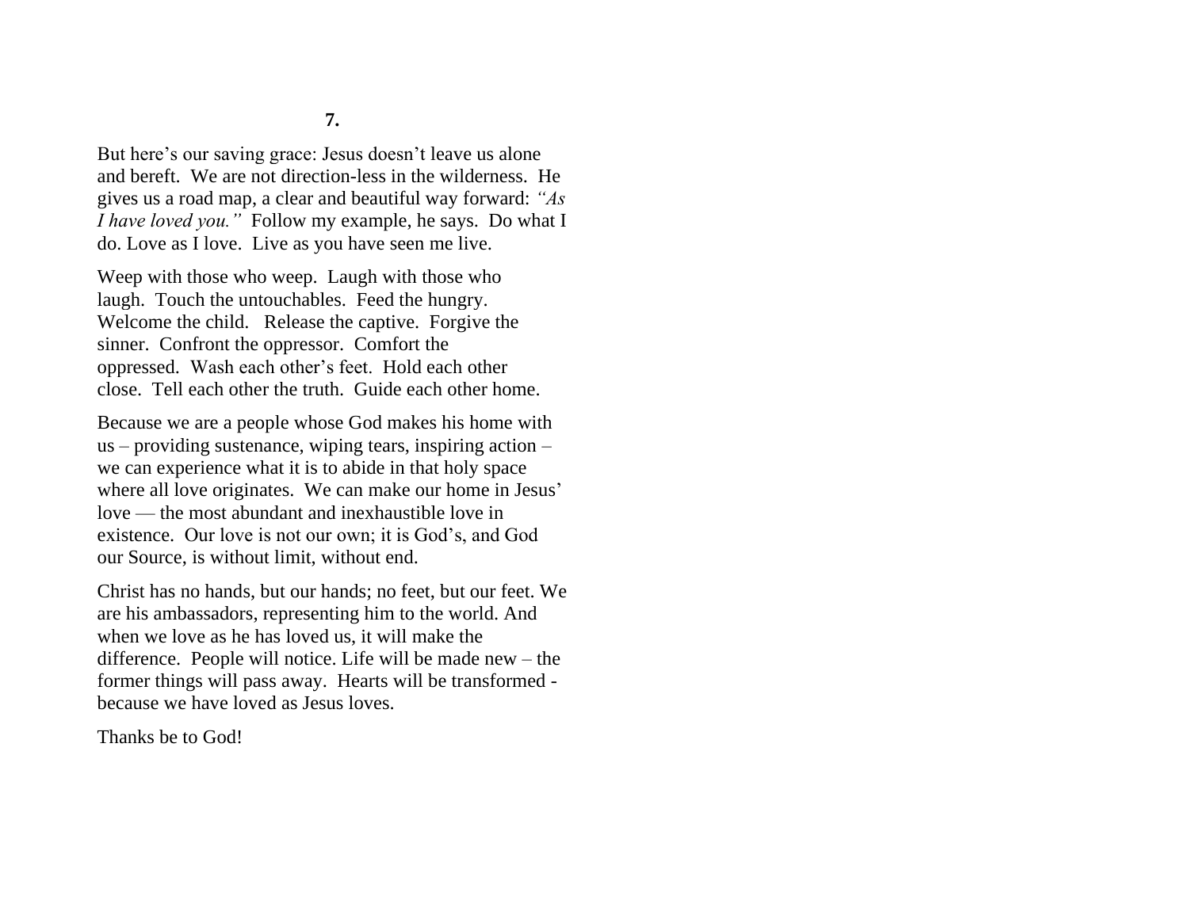But here's our saving grace: Jesus doesn't leave us alone and bereft. We are not direction-less in the wilderness. He gives us a road map, a clear and beautiful way forward: *"As I have loved you."* Follow my example, he says. Do what I do. Love as I love. Live as you have seen me live.

Weep with those who weep. Laugh with those who laugh. Touch the untouchables. Feed the hungry. Welcome the child. Release the captive. Forgive the sinner. Confront the oppressor. Comfort the oppressed. Wash each other's feet. Hold each other close. Tell each other the truth. Guide each other home.

Because we are a people whose God makes his home with us – providing sustenance, wiping tears, inspiring action – we can experience what it is to abide in that holy space where all love originates. We can make our home in Jesus' love — the most abundant and inexhaustible love in existence. Our love is not our own; it is God's, and God our Source, is without limit, without end.

Christ has no hands, but our hands; no feet, but our feet. We are his ambassadors, representing him to the world. And when we love as he has loved us, it will make the difference. People will notice. Life will be made new – the former things will pass away. Hearts will be transformed - because we have loved as Jesus loves.

Thanks be to God!